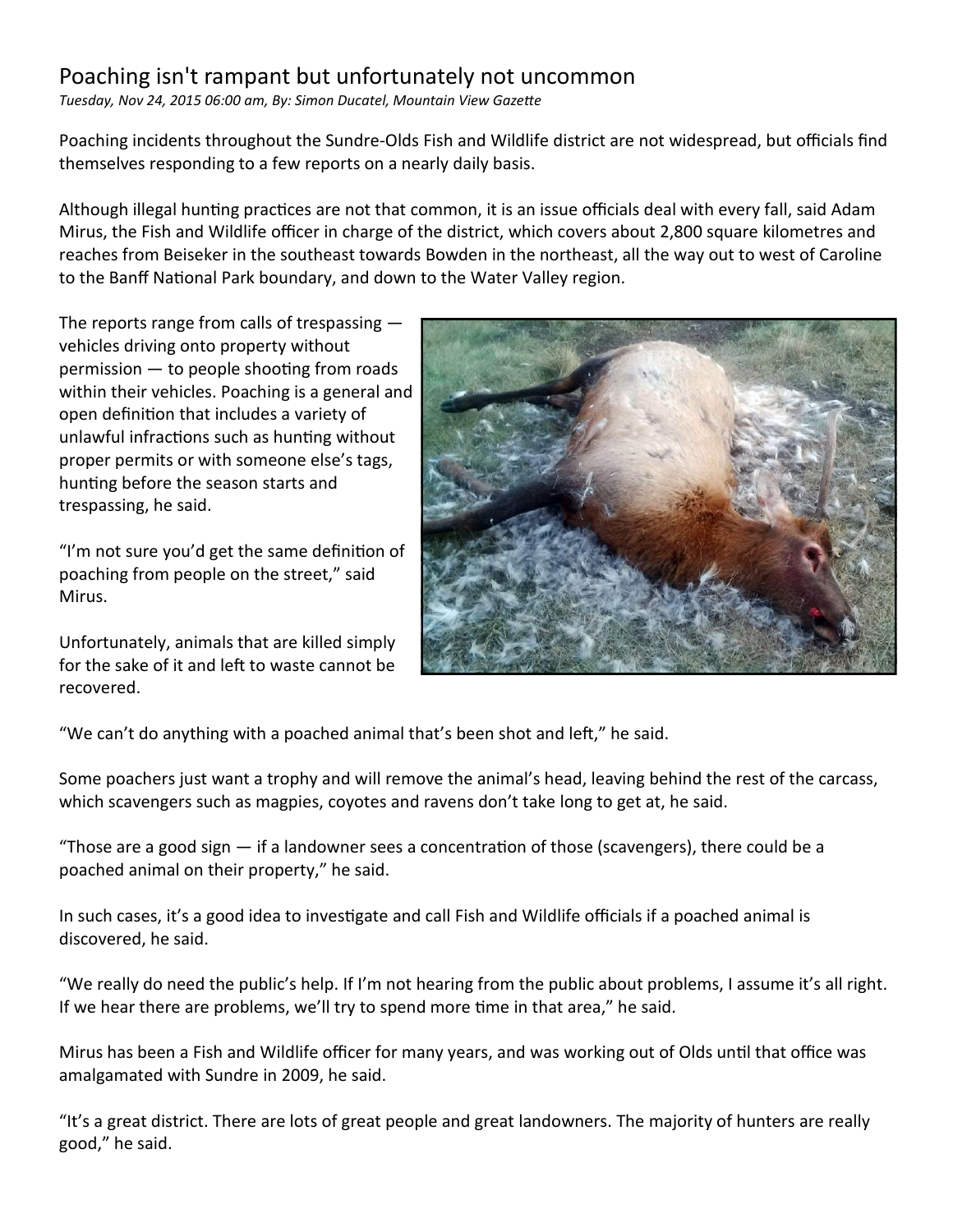# Poaching isn't rampant but unfortunately not uncommon

*Tuesday, Nov 24, 2015 06:00 am, By: Simon Ducatel, Mountain View Gazette*

Poaching incidents throughout the Sundre-Olds Fish and Wildlife district are not widespread, but officials find themselves responding to a few reports on a nearly daily basis.

Although illegal hunting practices are not that common, it is an issue officials deal with every fall, said Adam Mirus, the Fish and Wildlife officer in charge of the district, which covers about 2,800 square kilometres and reaches from Beiseker in the southeast towards Bowden in the northeast, all the way out to west of Caroline to the Banff National Park boundary, and down to the Water Valley region.

The reports range from calls of trespassing — vehicles driving onto property without permission — to people shooting from roads within their vehicles. Poaching is a general and open definition that includes a variety of unlawful infractions such as hunting without proper permits or with someone else's tags, hunting before the season starts and trespassing, he said.

"I'm not sure you'd get the same definition of poaching from people on the street," said Mirus.

Unfortunately, animals that are killed simply for the sake of it and left to waste cannot be recovered.

"We can't do anything with a poached animal that's been shot and left," he said.

Some poachers just want a trophy and will remove the animal's head, leaving behind the rest of the carcass, which scavengers such as magpies, coyotes and ravens don't take long to get at, he said.

"Those are a good sign — if a landowner sees a concentration of those (scavengers), there could be a poached animal on their property," he said.

In such cases, it's a good idea to investigate and call Fish and Wildlife officials if a poached animal is discovered, he said.

"We really do need the public's help. If I'm not hearing from the public about problems, I assume it's all right. If we hear there are problems, we'll try to spend more time in that area," he said.

Mirus has been a Fish and Wildlife officer for many years, and was working out of Olds until that office was amalgamated with Sundre in 2009, he said.

"It's a great district. There are lots of great people and great landowners. The majority of hunters are really good," he said.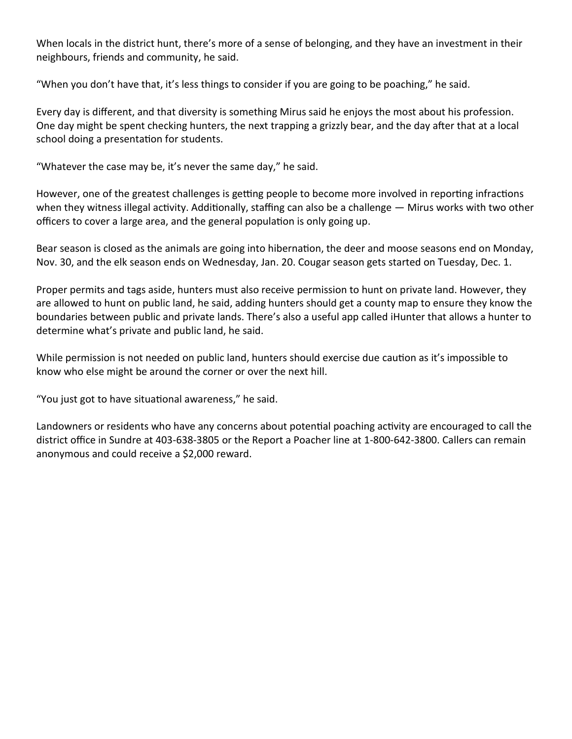When locals in the district hunt, there's more of a sense of belonging, and they have an investment in their neighbours, friends and community, he said.

"When you don't have that, it's less things to consider if you are going to be poaching," he said.

Every day is different, and that diversity is something Mirus said he enjoys the most about his profession. One day might be spent checking hunters, the next trapping a grizzly bear, and the day after that at a local school doing a presentation for students.

"Whatever the case may be, it's never the same day," he said.

However, one of the greatest challenges is getting people to become more involved in reporting infractions when they witness illegal activity. Additionally, staffing can also be a challenge — Mirus works with two other officers to cover a large area, and the general population is only going up.

Bear season is closed as the animals are going into hibernation, the deer and moose seasons end on Monday, Nov. 30, and the elk season ends on Wednesday, Jan. 20. Cougar season gets started on Tuesday, Dec. 1.

Proper permits and tags aside, hunters must also receive permission to hunt on private land. However, they are allowed to hunt on public land, he said, adding hunters should get a county map to ensure they know the boundaries between public and private lands. There's also a useful app called iHunter that allows a hunter to determine what's private and public land, he said.

While permission is not needed on public land, hunters should exercise due caution as it's impossible to know who else might be around the corner or over the next hill.

"You just got to have situational awareness," he said.

Landowners or residents who have any concerns about potential poaching activity are encouraged to call the district office in Sundre at 403-638-3805 or the Report a Poacher line at 1-800-642-3800. Callers can remain anonymous and could receive a $2,000 reward.